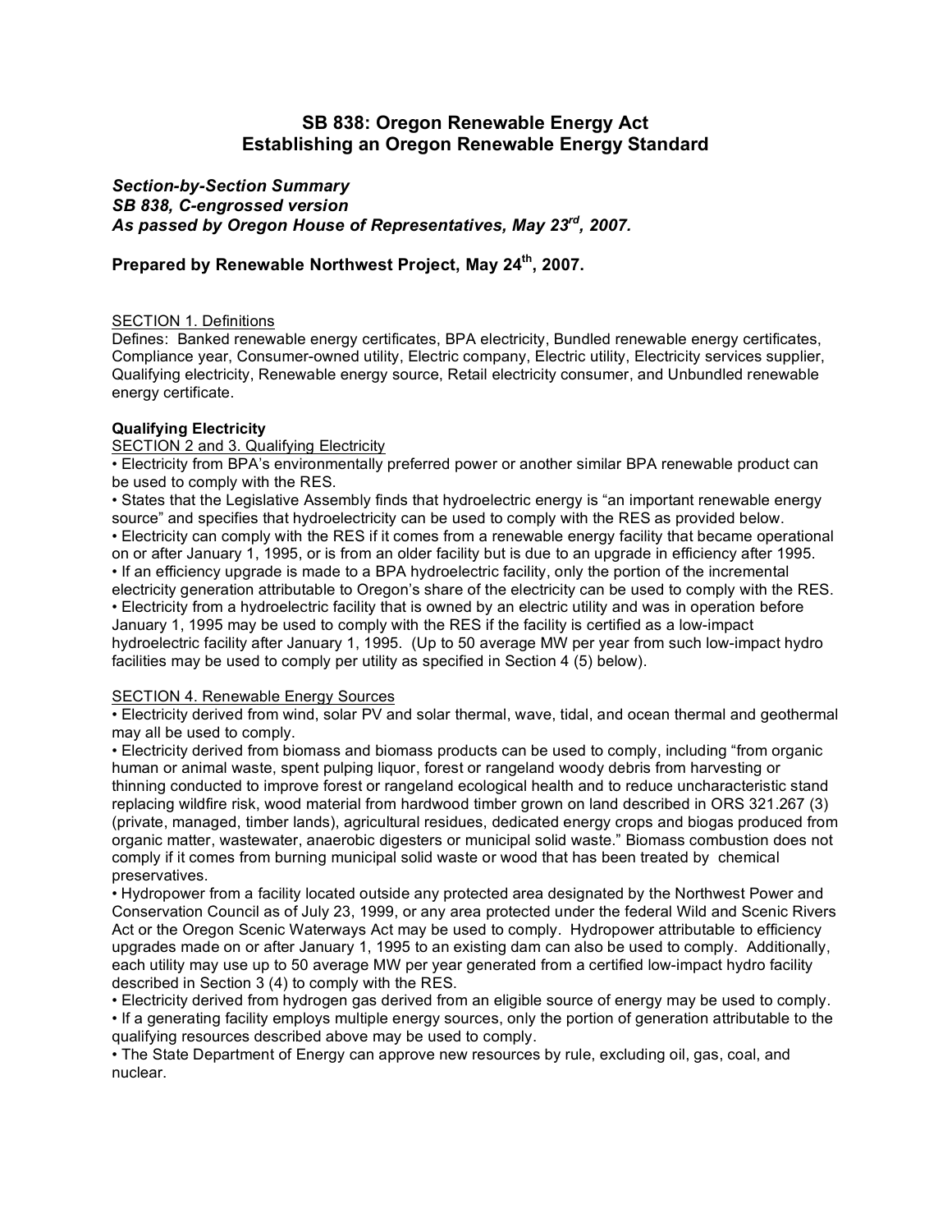# SB 838: Oregon Renewable Energy Act
# Establishing an Oregon Renewable Energy Standard

***Section-by-Section Summary***
***SB 838, C-engrossed version***
***As passed by Oregon House of Representatives, May 23rd, 2007.***

**Prepared by Renewable Northwest Project, May 24th, 2007.**

SECTION 1. Definitions

Defines: Banked renewable energy certificates, BPA electricity, Bundled renewable energy certificates, Compliance year, Consumer-owned utility, Electric company, Electric utility, Electricity services supplier, Qualifying electricity, Renewable energy source, Retail electricity consumer, and Unbundled renewable energy certificate.

**Qualifying Electricity**

SECTION 2 and 3. Qualifying Electricity

- Electricity from BPA's environmentally preferred power or another similar BPA renewable product can be used to comply with the RES.
- States that the Legislative Assembly finds that hydroelectric energy is "an important renewable energy source" and specifies that hydroelectricity can be used to comply with the RES as provided below.
- Electricity can comply with the RES if it comes from a renewable energy facility that became operational on or after January 1, 1995, or is from an older facility but is due to an upgrade in efficiency after 1995.
- If an efficiency upgrade is made to a BPA hydroelectric facility, only the portion of the incremental electricity generation attributable to Oregon's share of the electricity can be used to comply with the RES.
- Electricity from a hydroelectric facility that is owned by an electric utility and was in operation before January 1, 1995 may be used to comply with the RES if the facility is certified as a low-impact hydroelectric facility after January 1, 1995. (Up to 50 average MW per year from such low-impact hydro facilities may be used to comply per utility as specified in Section 4 (5) below).

SECTION 4. Renewable Energy Sources

- Electricity derived from wind, solar PV and solar thermal, wave, tidal, and ocean thermal and geothermal may all be used to comply.
- Electricity derived from biomass and biomass products can be used to comply, including "from organic human or animal waste, spent pulping liquor, forest or rangeland woody debris from harvesting or thinning conducted to improve forest or rangeland ecological health and to reduce uncharacteristic stand replacing wildfire risk, wood material from hardwood timber grown on land described in ORS 321.267 (3) (private, managed, timber lands), agricultural residues, dedicated energy crops and biogas produced from organic matter, wastewater, anaerobic digesters or municipal solid waste." Biomass combustion does not comply if it comes from burning municipal solid waste or wood that has been treated by chemical preservatives.
- Hydropower from a facility located outside any protected area designated by the Northwest Power and Conservation Council as of July 23, 1999, or any area protected under the federal Wild and Scenic Rivers Act or the Oregon Scenic Waterways Act may be used to comply. Hydropower attributable to efficiency upgrades made on or after January 1, 1995 to an existing dam can also be used to comply. Additionally, each utility may use up to 50 average MW per year generated from a certified low-impact hydro facility described in Section 3 (4) to comply with the RES.
- Electricity derived from hydrogen gas derived from an eligible source of energy may be used to comply.
- If a generating facility employs multiple energy sources, only the portion of generation attributable to the qualifying resources described above may be used to comply.
- The State Department of Energy can approve new resources by rule, excluding oil, gas, coal, and nuclear.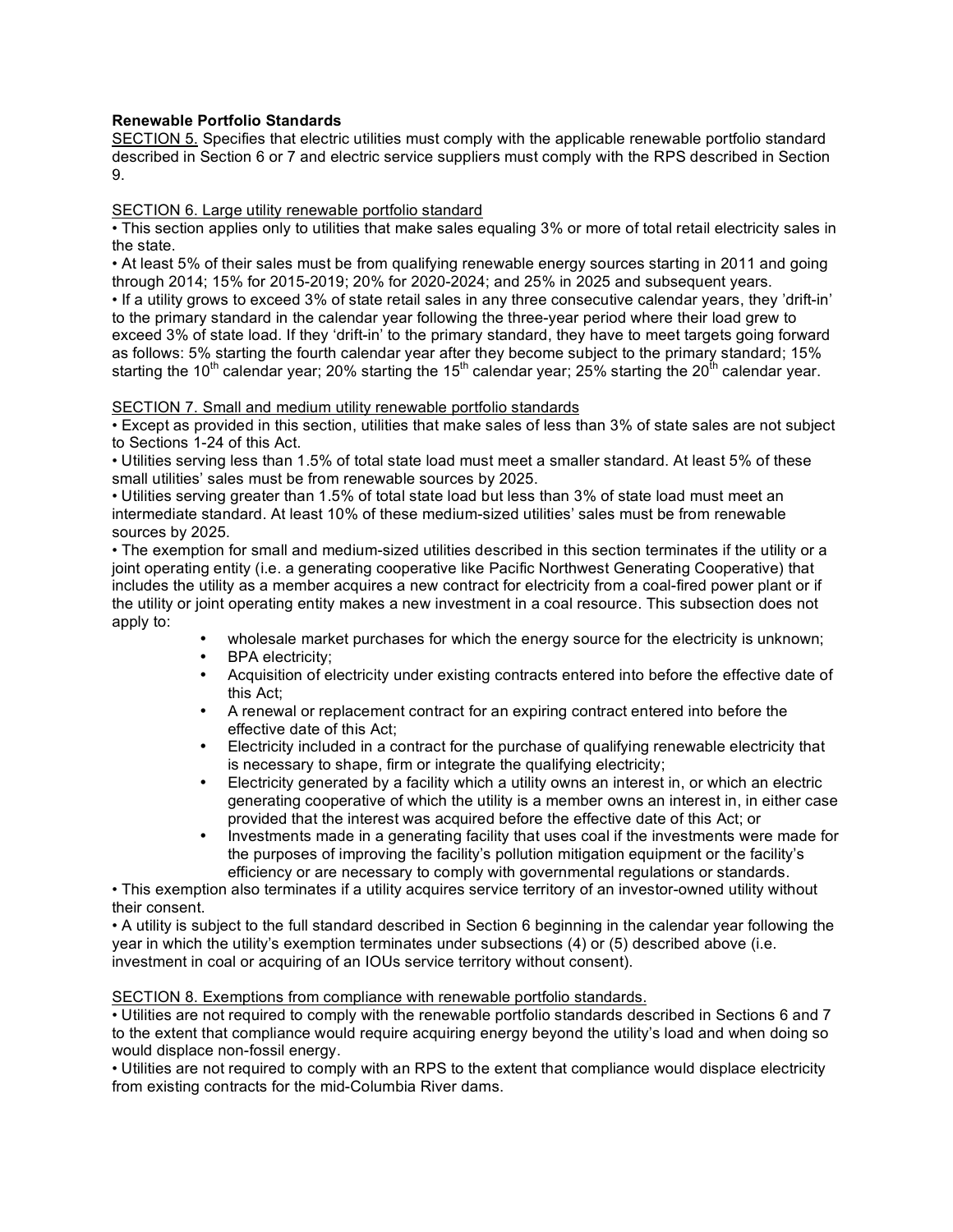**Renewable Portfolio Standards**

SECTION 5. Specifies that electric utilities must comply with the applicable renewable portfolio standard described in Section 6 or 7 and electric service suppliers must comply with the RPS described in Section 9.

SECTION 6. Large utility renewable portfolio standard

• This section applies only to utilities that make sales equaling 3% or more of total retail electricity sales in the state.

• At least 5% of their sales must be from qualifying renewable energy sources starting in 2011 and going through 2014; 15% for 2015-2019; 20% for 2020-2024; and 25% in 2025 and subsequent years.

• If a utility grows to exceed 3% of state retail sales in any three consecutive calendar years, they 'drift-in' to the primary standard in the calendar year following the three-year period where their load grew to exceed 3% of state load. If they 'drift-in' to the primary standard, they have to meet targets going forward as follows: 5% starting the fourth calendar year after they become subject to the primary standard; 15% starting the 10th calendar year; 20% starting the 15th calendar year; 25% starting the 20th calendar year.

SECTION 7. Small and medium utility renewable portfolio standards

• Except as provided in this section, utilities that make sales of less than 3% of state sales are not subject to Sections 1-24 of this Act.

• Utilities serving less than 1.5% of total state load must meet a smaller standard. At least 5% of these small utilities' sales must be from renewable sources by 2025.

• Utilities serving greater than 1.5% of total state load but less than 3% of state load must meet an intermediate standard. At least 10% of these medium-sized utilities' sales must be from renewable sources by 2025.

• The exemption for small and medium-sized utilities described in this section terminates if the utility or a joint operating entity (i.e. a generating cooperative like Pacific Northwest Generating Cooperative) that includes the utility as a member acquires a new contract for electricity from a coal-fired power plant or if the utility or joint operating entity makes a new investment in a coal resource. This subsection does not apply to:

- wholesale market purchases for which the energy source for the electricity is unknown;
- BPA electricity;
- Acquisition of electricity under existing contracts entered into before the effective date of this Act;
- A renewal or replacement contract for an expiring contract entered into before the effective date of this Act;
- Electricity included in a contract for the purchase of qualifying renewable electricity that is necessary to shape, firm or integrate the qualifying electricity;
- Electricity generated by a facility which a utility owns an interest in, or which an electric generating cooperative of which the utility is a member owns an interest in, in either case provided that the interest was acquired before the effective date of this Act; or
- Investments made in a generating facility that uses coal if the investments were made for the purposes of improving the facility's pollution mitigation equipment or the facility's efficiency or are necessary to comply with governmental regulations or standards.

• This exemption also terminates if a utility acquires service territory of an investor-owned utility without their consent.

• A utility is subject to the full standard described in Section 6 beginning in the calendar year following the year in which the utility's exemption terminates under subsections (4) or (5) described above (i.e. investment in coal or acquiring of an IOUs service territory without consent).

SECTION 8. Exemptions from compliance with renewable portfolio standards.

• Utilities are not required to comply with the renewable portfolio standards described in Sections 6 and 7 to the extent that compliance would require acquiring energy beyond the utility's load and when doing so would displace non-fossil energy.

• Utilities are not required to comply with an RPS to the extent that compliance would displace electricity from existing contracts for the mid-Columbia River dams.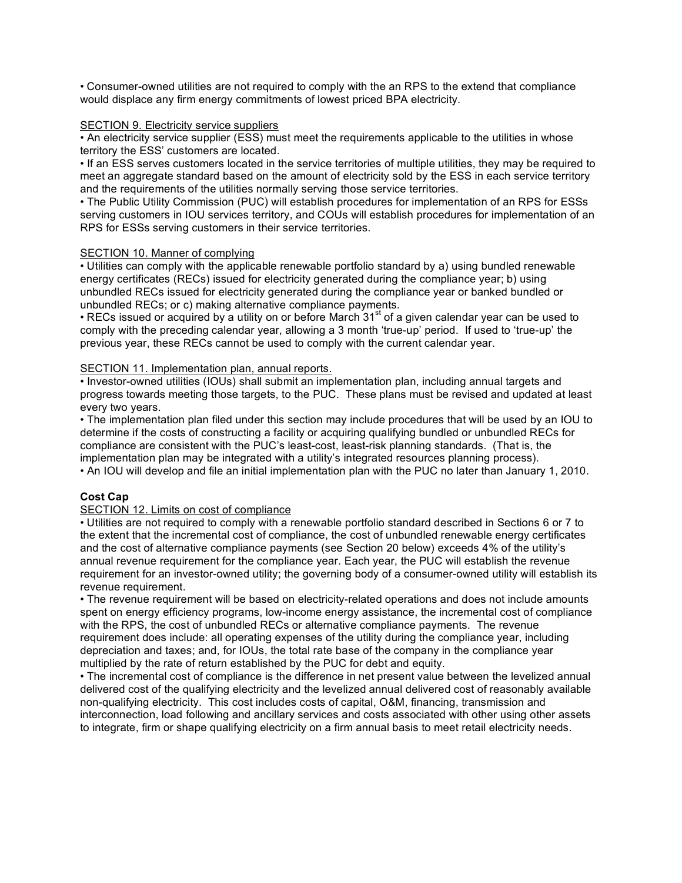• Consumer-owned utilities are not required to comply with the an RPS to the extend that compliance would displace any firm energy commitments of lowest priced BPA electricity.

SECTION 9. Electricity service suppliers

• An electricity service supplier (ESS) must meet the requirements applicable to the utilities in whose territory the ESS' customers are located.

• If an ESS serves customers located in the service territories of multiple utilities, they may be required to meet an aggregate standard based on the amount of electricity sold by the ESS in each service territory and the requirements of the utilities normally serving those service territories.

• The Public Utility Commission (PUC) will establish procedures for implementation of an RPS for ESSs serving customers in IOU services territory, and COUs will establish procedures for implementation of an RPS for ESSs serving customers in their service territories.

SECTION 10. Manner of complying

• Utilities can comply with the applicable renewable portfolio standard by a) using bundled renewable energy certificates (RECs) issued for electricity generated during the compliance year; b) using unbundled RECs issued for electricity generated during the compliance year or banked bundled or unbundled RECs; or c) making alternative compliance payments.

• RECs issued or acquired by a utility on or before March 31st of a given calendar year can be used to comply with the preceding calendar year, allowing a 3 month 'true-up' period. If used to 'true-up' the previous year, these RECs cannot be used to comply with the current calendar year.

SECTION 11. Implementation plan, annual reports.

• Investor-owned utilities (IOUs) shall submit an implementation plan, including annual targets and progress towards meeting those targets, to the PUC. These plans must be revised and updated at least every two years.

• The implementation plan filed under this section may include procedures that will be used by an IOU to determine if the costs of constructing a facility or acquiring qualifying bundled or unbundled RECs for compliance are consistent with the PUC's least-cost, least-risk planning standards. (That is, the implementation plan may be integrated with a utility's integrated resources planning process).

• An IOU will develop and file an initial implementation plan with the PUC no later than January 1, 2010.

**Cost Cap**

SECTION 12. Limits on cost of compliance

• Utilities are not required to comply with a renewable portfolio standard described in Sections 6 or 7 to the extent that the incremental cost of compliance, the cost of unbundled renewable energy certificates and the cost of alternative compliance payments (see Section 20 below) exceeds 4% of the utility's annual revenue requirement for the compliance year. Each year, the PUC will establish the revenue requirement for an investor-owned utility; the governing body of a consumer-owned utility will establish its revenue requirement.

• The revenue requirement will be based on electricity-related operations and does not include amounts spent on energy efficiency programs, low-income energy assistance, the incremental cost of compliance with the RPS, the cost of unbundled RECs or alternative compliance payments. The revenue requirement does include: all operating expenses of the utility during the compliance year, including depreciation and taxes; and, for IOUs, the total rate base of the company in the compliance year multiplied by the rate of return established by the PUC for debt and equity.

• The incremental cost of compliance is the difference in net present value between the levelized annual delivered cost of the qualifying electricity and the levelized annual delivered cost of reasonably available non-qualifying electricity. This cost includes costs of capital, O&M, financing, transmission and interconnection, load following and ancillary services and costs associated with other using other assets to integrate, firm or shape qualifying electricity on a firm annual basis to meet retail electricity needs.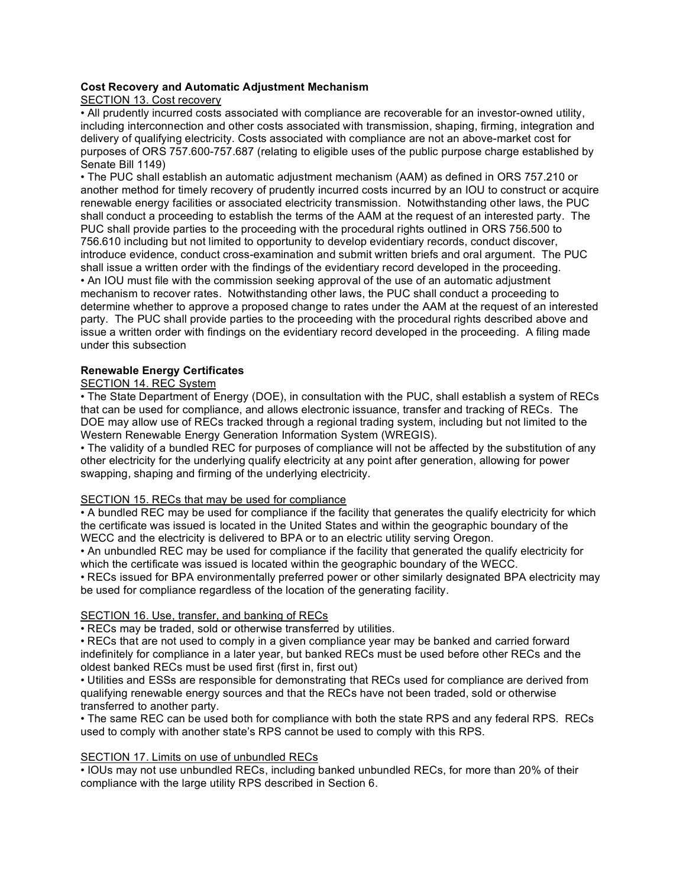**Cost Recovery and Automatic Adjustment Mechanism**

SECTION 13. Cost recovery

- All prudently incurred costs associated with compliance are recoverable for an investor-owned utility, including interconnection and other costs associated with transmission, shaping, firming, integration and delivery of qualifying electricity. Costs associated with compliance are not an above-market cost for purposes of ORS 757.600-757.687 (relating to eligible uses of the public purpose charge established by Senate Bill 1149)
- The PUC shall establish an automatic adjustment mechanism (AAM) as defined in ORS 757.210 or another method for timely recovery of prudently incurred costs incurred by an IOU to construct or acquire renewable energy facilities or associated electricity transmission. Notwithstanding other laws, the PUC shall conduct a proceeding to establish the terms of the AAM at the request of an interested party. The PUC shall provide parties to the proceeding with the procedural rights outlined in ORS 756.500 to 756.610 including but not limited to opportunity to develop evidentiary records, conduct discover, introduce evidence, conduct cross-examination and submit written briefs and oral argument. The PUC shall issue a written order with the findings of the evidentiary record developed in the proceeding.
- An IOU must file with the commission seeking approval of the use of an automatic adjustment mechanism to recover rates. Notwithstanding other laws, the PUC shall conduct a proceeding to determine whether to approve a proposed change to rates under the AAM at the request of an interested party. The PUC shall provide parties to the proceeding with the procedural rights described above and issue a written order with findings on the evidentiary record developed in the proceeding. A filing made under this subsection

**Renewable Energy Certificates**

SECTION 14. REC System

- The State Department of Energy (DOE), in consultation with the PUC, shall establish a system of RECs that can be used for compliance, and allows electronic issuance, transfer and tracking of RECs. The DOE may allow use of RECs tracked through a regional trading system, including but not limited to the Western Renewable Energy Generation Information System (WREGIS).
- The validity of a bundled REC for purposes of compliance will not be affected by the substitution of any other electricity for the underlying qualify electricity at any point after generation, allowing for power swapping, shaping and firming of the underlying electricity.

SECTION 15. RECs that may be used for compliance

- A bundled REC may be used for compliance if the facility that generates the qualify electricity for which the certificate was issued is located in the United States and within the geographic boundary of the WECC and the electricity is delivered to BPA or to an electric utility serving Oregon.
- An unbundled REC may be used for compliance if the facility that generated the qualify electricity for which the certificate was issued is located within the geographic boundary of the WECC.
- RECs issued for BPA environmentally preferred power or other similarly designated BPA electricity may be used for compliance regardless of the location of the generating facility.

SECTION 16. Use, transfer, and banking of RECs

- RECs may be traded, sold or otherwise transferred by utilities.
- RECs that are not used to comply in a given compliance year may be banked and carried forward indefinitely for compliance in a later year, but banked RECs must be used before other RECs and the oldest banked RECs must be used first (first in, first out)
- Utilities and ESSs are responsible for demonstrating that RECs used for compliance are derived from qualifying renewable energy sources and that the RECs have not been traded, sold or otherwise transferred to another party.
- The same REC can be used both for compliance with both the state RPS and any federal RPS. RECs used to comply with another state's RPS cannot be used to comply with this RPS.

SECTION 17. Limits on use of unbundled RECs

- IOUs may not use unbundled RECs, including banked unbundled RECs, for more than 20% of their compliance with the large utility RPS described in Section 6.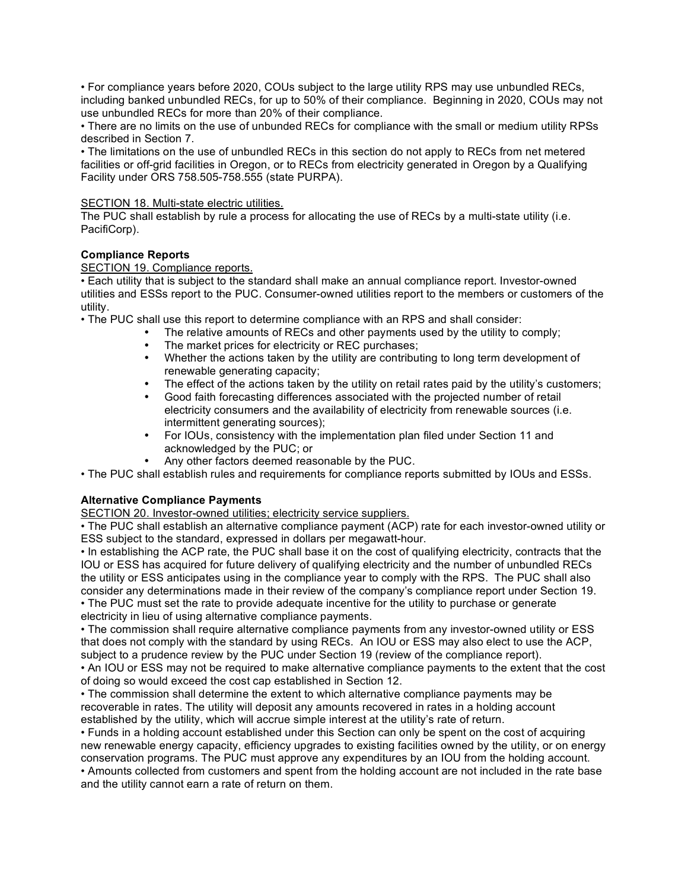• For compliance years before 2020, COUs subject to the large utility RPS may use unbundled RECs, including banked unbundled RECs, for up to 50% of their compliance. Beginning in 2020, COUs may not use unbundled RECs for more than 20% of their compliance.
• There are no limits on the use of unbunded RECs for compliance with the small or medium utility RPSs described in Section 7.
• The limitations on the use of unbundled RECs in this section do not apply to RECs from net metered facilities or off-grid facilities in Oregon, or to RECs from electricity generated in Oregon by a Qualifying Facility under ORS 758.505-758.555 (state PURPA).

SECTION 18. Multi-state electric utilities.
The PUC shall establish by rule a process for allocating the use of RECs by a multi-state utility (i.e. PacifiCorp).

**Compliance Reports**

SECTION 19. Compliance reports.
• Each utility that is subject to the standard shall make an annual compliance report. Investor-owned utilities and ESSs report to the PUC. Consumer-owned utilities report to the members or customers of the utility.
• The PUC shall use this report to determine compliance with an RPS and shall consider:

- The relative amounts of RECs and other payments used by the utility to comply;
- The market prices for electricity or REC purchases;
- Whether the actions taken by the utility are contributing to long term development of renewable generating capacity;
- The effect of the actions taken by the utility on retail rates paid by the utility's customers;
- Good faith forecasting differences associated with the projected number of retail electricity consumers and the availability of electricity from renewable sources (i.e. intermittent generating sources);
- For IOUs, consistency with the implementation plan filed under Section 11 and acknowledged by the PUC; or
- Any other factors deemed reasonable by the PUC.

• The PUC shall establish rules and requirements for compliance reports submitted by IOUs and ESSs.

**Alternative Compliance Payments**

SECTION 20. Investor-owned utilities; electricity service suppliers.
• The PUC shall establish an alternative compliance payment (ACP) rate for each investor-owned utility or ESS subject to the standard, expressed in dollars per megawatt-hour.
• In establishing the ACP rate, the PUC shall base it on the cost of qualifying electricity, contracts that the IOU or ESS has acquired for future delivery of qualifying electricity and the number of unbundled RECs the utility or ESS anticipates using in the compliance year to comply with the RPS. The PUC shall also consider any determinations made in their review of the company's compliance report under Section 19.
• The PUC must set the rate to provide adequate incentive for the utility to purchase or generate electricity in lieu of using alternative compliance payments.
• The commission shall require alternative compliance payments from any investor-owned utility or ESS that does not comply with the standard by using RECs. An IOU or ESS may also elect to use the ACP, subject to a prudence review by the PUC under Section 19 (review of the compliance report).
• An IOU or ESS may not be required to make alternative compliance payments to the extent that the cost of doing so would exceed the cost cap established in Section 12.
• The commission shall determine the extent to which alternative compliance payments may be recoverable in rates. The utility will deposit any amounts recovered in rates in a holding account established by the utility, which will accrue simple interest at the utility's rate of return.
• Funds in a holding account established under this Section can only be spent on the cost of acquiring new renewable energy capacity, efficiency upgrades to existing facilities owned by the utility, or on energy conservation programs. The PUC must approve any expenditures by an IOU from the holding account.
• Amounts collected from customers and spent from the holding account are not included in the rate base and the utility cannot earn a rate of return on them.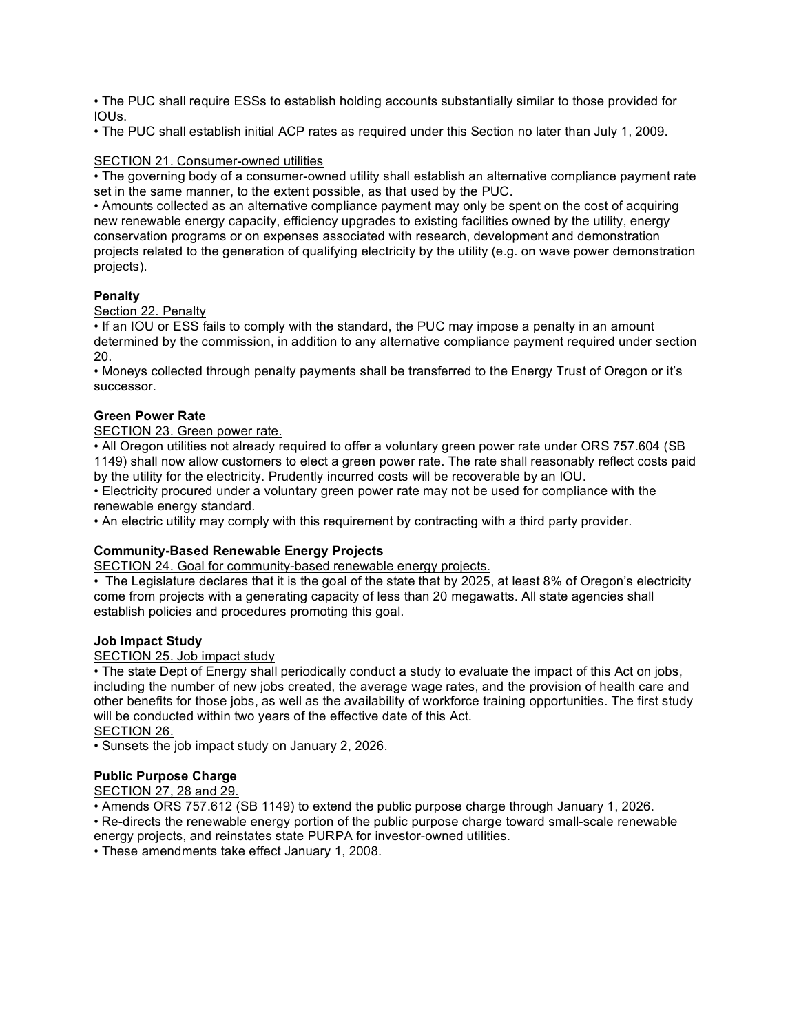• The PUC shall require ESSs to establish holding accounts substantially similar to those provided for IOUs.
• The PUC shall establish initial ACP rates as required under this Section no later than July 1, 2009.

<u>SECTION 21. Consumer-owned utilities</u>
• The governing body of a consumer-owned utility shall establish an alternative compliance payment rate set in the same manner, to the extent possible, as that used by the PUC.
• Amounts collected as an alternative compliance payment may only be spent on the cost of acquiring new renewable energy capacity, efficiency upgrades to existing facilities owned by the utility, energy conservation programs or on expenses associated with research, development and demonstration projects related to the generation of qualifying electricity by the utility (e.g. on wave power demonstration projects).

**Penalty**

<u>Section 22. Penalty</u>
• If an IOU or ESS fails to comply with the standard, the PUC may impose a penalty in an amount determined by the commission, in addition to any alternative compliance payment required under section 20.
• Moneys collected through penalty payments shall be transferred to the Energy Trust of Oregon or it's successor.

**Green Power Rate**

<u>SECTION 23. Green power rate.</u>
• All Oregon utilities not already required to offer a voluntary green power rate under ORS 757.604 (SB 1149) shall now allow customers to elect a green power rate. The rate shall reasonably reflect costs paid by the utility for the electricity. Prudently incurred costs will be recoverable by an IOU.
• Electricity procured under a voluntary green power rate may not be used for compliance with the renewable energy standard.
• An electric utility may comply with this requirement by contracting with a third party provider.

**Community-Based Renewable Energy Projects**

<u>SECTION 24. Goal for community-based renewable energy projects.</u>
• The Legislature declares that it is the goal of the state that by 2025, at least 8% of Oregon's electricity come from projects with a generating capacity of less than 20 megawatts. All state agencies shall establish policies and procedures promoting this goal.

**Job Impact Study**

<u>SECTION 25. Job impact study</u>
• The state Dept of Energy shall periodically conduct a study to evaluate the impact of this Act on jobs, including the number of new jobs created, the average wage rates, and the provision of health care and other benefits for those jobs, as well as the availability of workforce training opportunities. The first study will be conducted within two years of the effective date of this Act.

<u>SECTION 26.</u>
• Sunsets the job impact study on January 2, 2026.

**Public Purpose Charge**

<u>SECTION 27, 28 and 29.</u>
• Amends ORS 757.612 (SB 1149) to extend the public purpose charge through January 1, 2026.
• Re-directs the renewable energy portion of the public purpose charge toward small-scale renewable energy projects, and reinstates state PURPA for investor-owned utilities.
• These amendments take effect January 1, 2008.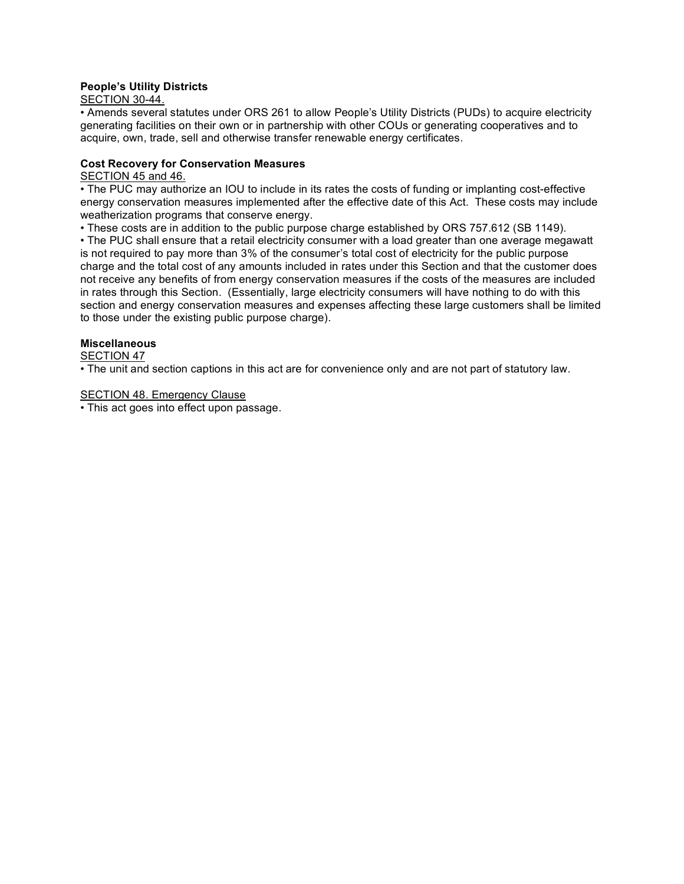**People's Utility Districts**

SECTION 30-44.

• Amends several statutes under ORS 261 to allow People's Utility Districts (PUDs) to acquire electricity generating facilities on their own or in partnership with other COUs or generating cooperatives and to acquire, own, trade, sell and otherwise transfer renewable energy certificates.

**Cost Recovery for Conservation Measures**

SECTION 45 and 46.

• The PUC may authorize an IOU to include in its rates the costs of funding or implanting cost-effective energy conservation measures implemented after the effective date of this Act. These costs may include weatherization programs that conserve energy.

• These costs are in addition to the public purpose charge established by ORS 757.612 (SB 1149).

• The PUC shall ensure that a retail electricity consumer with a load greater than one average megawatt is not required to pay more than 3% of the consumer's total cost of electricity for the public purpose charge and the total cost of any amounts included in rates under this Section and that the customer does not receive any benefits of from energy conservation measures if the costs of the measures are included in rates through this Section. (Essentially, large electricity consumers will have nothing to do with this section and energy conservation measures and expenses affecting these large customers shall be limited to those under the existing public purpose charge).

**Miscellaneous**

SECTION 47

• The unit and section captions in this act are for convenience only and are not part of statutory law.

SECTION 48. Emergency Clause

• This act goes into effect upon passage.